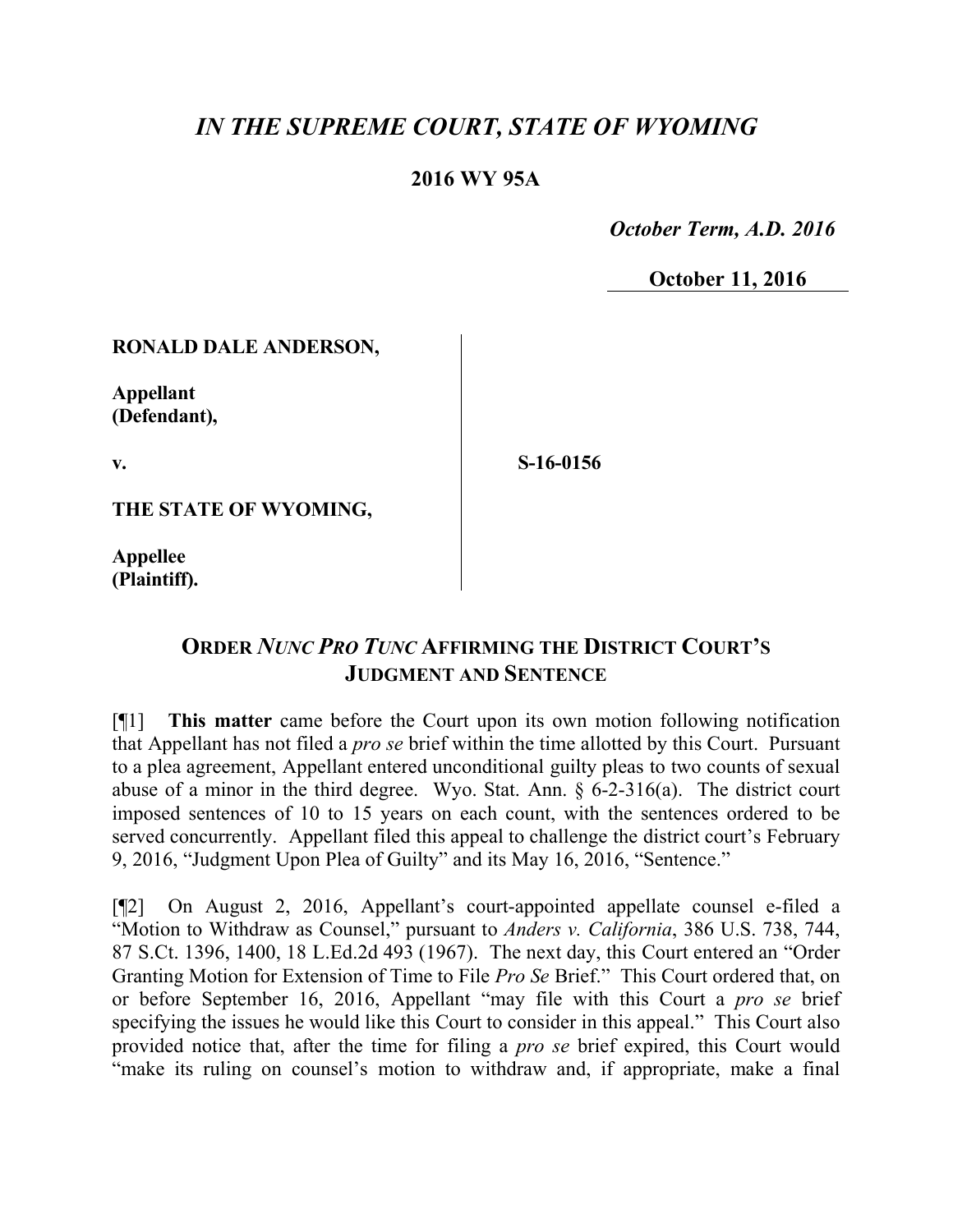# *IN THE SUPREME COURT, STATE OF WYOMING*

**2016 WY 95A**

***October Term, A.D. 2016***

**October 11, 2016**

**RONALD DALE ANDERSON,**

**Appellant (Defendant),**

**v.**

**S-16-0156**

**THE STATE OF WYOMING,**

**Appellee (Plaintiff).**

## ORDER *NUNC PRO TUNC* AFFIRMING THE DISTRICT COURT'S JUDGMENT AND SENTENCE

[¶1] **This matter** came before the Court upon its own motion following notification that Appellant has not filed a *pro se* brief within the time allotted by this Court. Pursuant to a plea agreement, Appellant entered unconditional guilty pleas to two counts of sexual abuse of a minor in the third degree. Wyo. Stat. Ann. § 6-2-316(a). The district court imposed sentences of 10 to 15 years on each count, with the sentences ordered to be served concurrently. Appellant filed this appeal to challenge the district court's February 9, 2016, "Judgment Upon Plea of Guilty" and its May 16, 2016, "Sentence."

[¶2] On August 2, 2016, Appellant's court-appointed appellate counsel e-filed a "Motion to Withdraw as Counsel," pursuant to *Anders v. California*, 386 U.S. 738, 744, 87 S.Ct. 1396, 1400, 18 L.Ed.2d 493 (1967). The next day, this Court entered an "Order Granting Motion for Extension of Time to File *Pro Se* Brief." This Court ordered that, on or before September 16, 2016, Appellant "may file with this Court a *pro se* brief specifying the issues he would like this Court to consider in this appeal." This Court also provided notice that, after the time for filing a *pro se* brief expired, this Court would "make its ruling on counsel's motion to withdraw and, if appropriate, make a final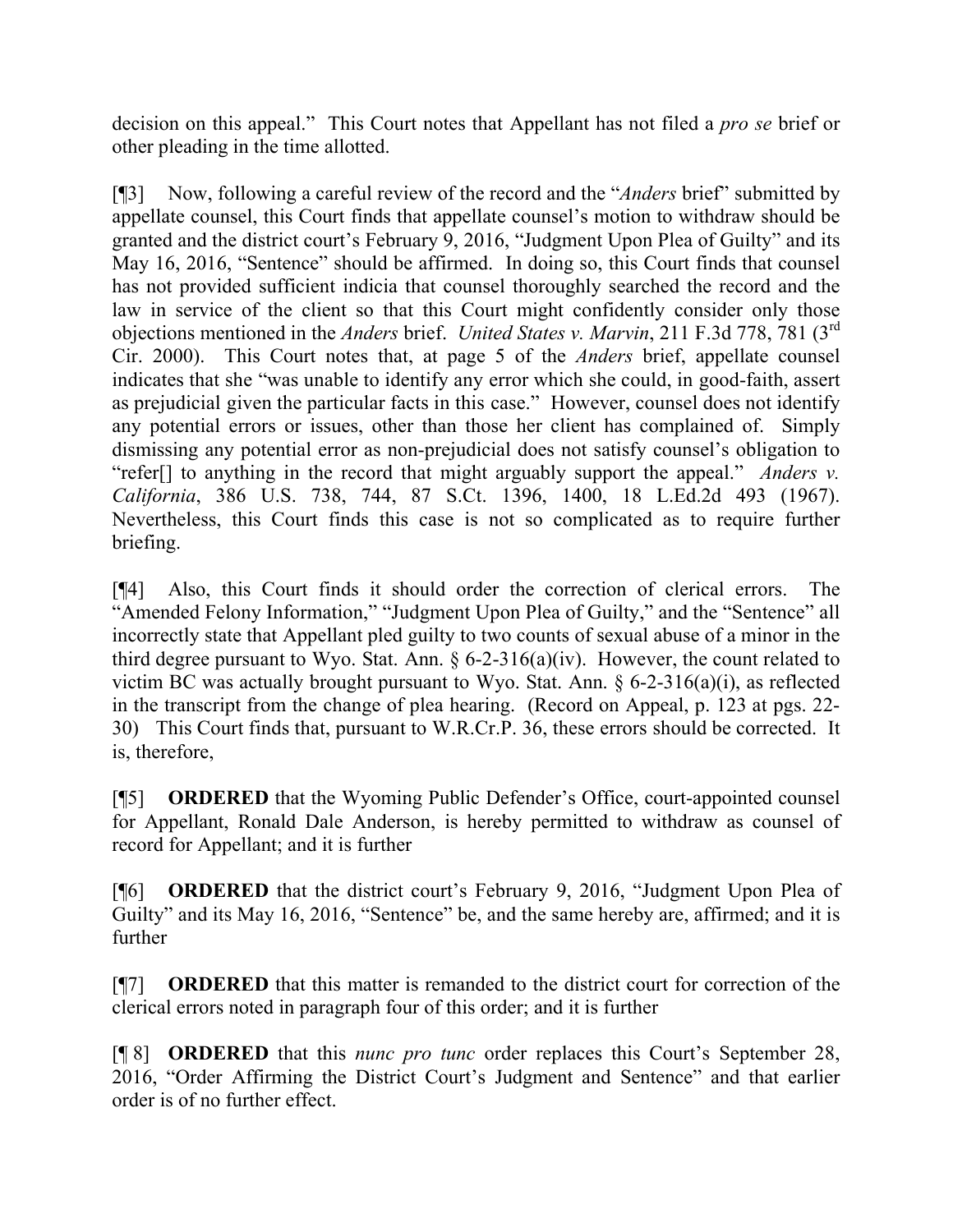decision on this appeal." This Court notes that Appellant has not filed a *pro se* brief or other pleading in the time allotted.

[¶3] Now, following a careful review of the record and the "*Anders* brief" submitted by appellate counsel, this Court finds that appellate counsel's motion to withdraw should be granted and the district court's February 9, 2016, "Judgment Upon Plea of Guilty" and its May 16, 2016, "Sentence" should be affirmed. In doing so, this Court finds that counsel has not provided sufficient indicia that counsel thoroughly searched the record and the law in service of the client so that this Court might confidently consider only those objections mentioned in the *Anders* brief. *United States v. Marvin*, 211 F.3d 778, 781 (3rd Cir. 2000). This Court notes that, at page 5 of the *Anders* brief, appellate counsel indicates that she "was unable to identify any error which she could, in good-faith, assert as prejudicial given the particular facts in this case." However, counsel does not identify any potential errors or issues, other than those her client has complained of. Simply dismissing any potential error as non-prejudicial does not satisfy counsel's obligation to "refer[] to anything in the record that might arguably support the appeal." *Anders v. California*, 386 U.S. 738, 744, 87 S.Ct. 1396, 1400, 18 L.Ed.2d 493 (1967). Nevertheless, this Court finds this case is not so complicated as to require further briefing.

[¶4] Also, this Court finds it should order the correction of clerical errors. The "Amended Felony Information," "Judgment Upon Plea of Guilty," and the "Sentence" all incorrectly state that Appellant pled guilty to two counts of sexual abuse of a minor in the third degree pursuant to Wyo. Stat. Ann. § 6-2-316(a)(iv). However, the count related to victim BC was actually brought pursuant to Wyo. Stat. Ann. § 6-2-316(a)(i), as reflected in the transcript from the change of plea hearing. (Record on Appeal, p. 123 at pgs. 22-30) This Court finds that, pursuant to W.R.Cr.P. 36, these errors should be corrected. It is, therefore,

[¶5] **ORDERED** that the Wyoming Public Defender's Office, court-appointed counsel for Appellant, Ronald Dale Anderson, is hereby permitted to withdraw as counsel of record for Appellant; and it is further

[¶6] **ORDERED** that the district court's February 9, 2016, "Judgment Upon Plea of Guilty" and its May 16, 2016, "Sentence" be, and the same hereby are, affirmed; and it is further

[¶7] **ORDERED** that this matter is remanded to the district court for correction of the clerical errors noted in paragraph four of this order; and it is further

[¶ 8] **ORDERED** that this *nunc pro tunc* order replaces this Court's September 28, 2016, "Order Affirming the District Court's Judgment and Sentence" and that earlier order is of no further effect.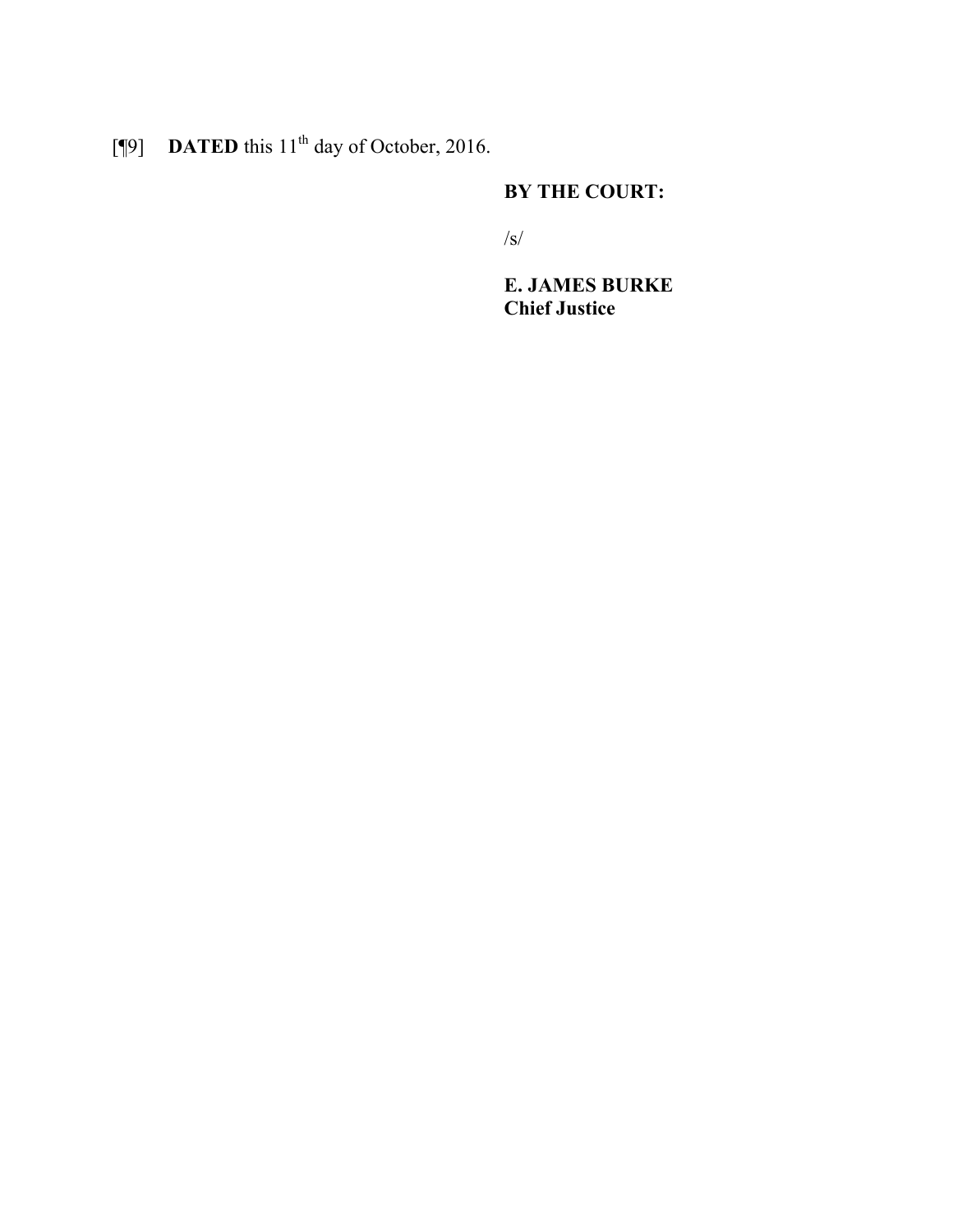[¶9] **DATED** this 11th day of October, 2016.

**BY THE COURT:**

/s/

**E. JAMES BURKE**
**Chief Justice**